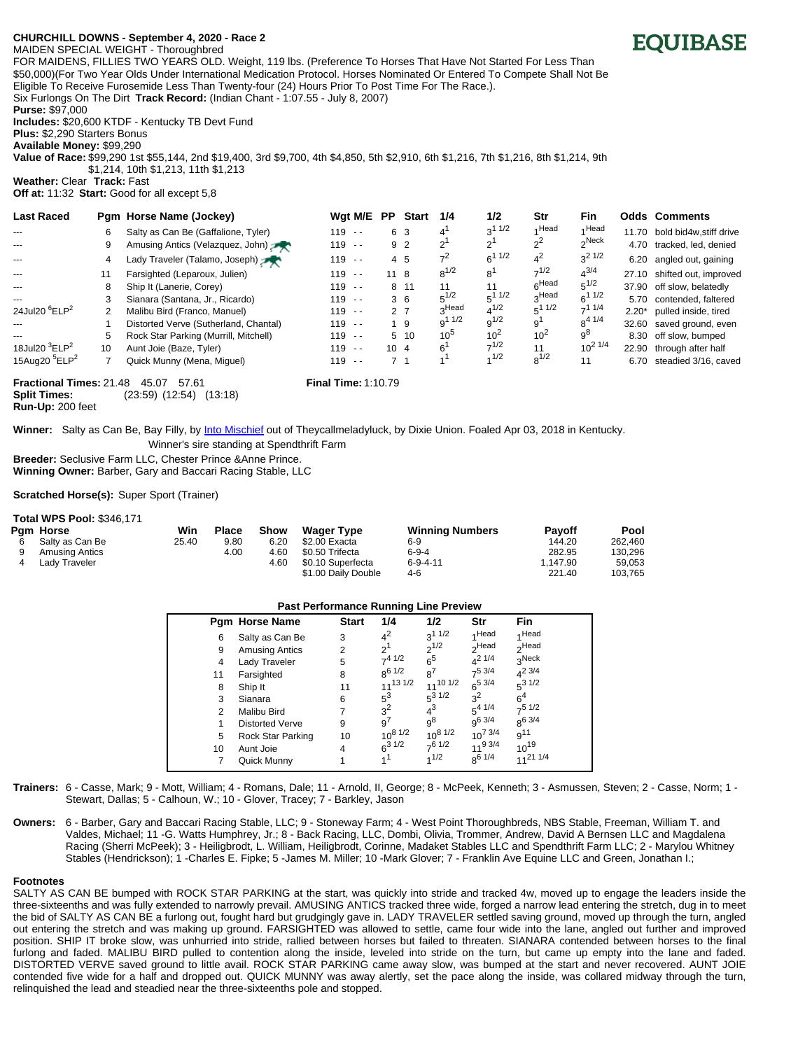**CHURCHILL DOWNS - September 4, 2020 - Race 2**

MAIDEN SPECIAL WEIGHT - Thoroughbred

FOR MAIDENS, FILLIES TWO YEARS OLD. Weight, 119 lbs. (Preference To Horses That Have Not Started For Less Than $50,000)(For Two Year Olds Under International Medication Protocol. Horses Nominated Or Entered To Compete Shall Not Be Eligible To Receive Furosemide Less Than Twenty-four (24) Hours Prior To Post Time For The Race.).

Six Furlongs On The Dirt **Track Record:** (Indian Chant - 1:07.55 - July 8, 2007)

**Purse:** $97,000

**Includes:** $20,600 KTDF - Kentucky TB Devt Fund

**Plus:** $2,290 Starters Bonus

**Available Money:** $99,290

**Value of Race:** $99,290 1st $55,144, 2nd $19,400, 3rd $9,700, 4th $4,850, 5th $2,910, 6th $1,216, 7th $1,216, 8th $1,214, 9th $1,214, 10th $1,213, 11th $1,213

**Weather:** Clear **Track:** Fast

**Off at:** 11:32 **Start:** Good for all except 5,8

| Last Raced | Pgm | Horse Name (Jockey) | Wgt | M/E | PP | Start | 1/4 | 1/2 | Str | Fin | Odds | Comments |
|---|---|---|---|---|---|---|---|---|---|---|---|---|
| --- | 6 | Salty as Can Be (Gaffalione, Tyler) | 119 | - - | 6 | 3 | $4^{1}$ | $3^{1\ 1/2}$ | $1^{Head}$ | $1^{Head}$ | 11.70 | bold bid4w,stiff drive |
| --- | 9 | Amusing Antics (Velazquez, John) | 119 | - - | 9 | 2 | $2^{1}$ | $2^{1}$ | $2^{2}$ | $2^{Neck}$ | 4.70 | tracked, led, denied |
| --- | 4 | Lady Traveler (Talamo, Joseph) | 119 | - - | 4 | 5 | $7^{2}$ | $6^{1\ 1/2}$ | $4^{2}$ | $3^{2\ 1/2}$ | 6.20 | angled out, gaining |
| --- | 11 | Farsighted (Leparoux, Julien) | 119 | - - | 11 | 8 | $8^{1/2}$ | $8^{1}$ | $7^{1/2}$ | $4^{3/4}$ | 27.10 | shifted out, improved |
| --- | 8 | Ship It (Lanerie, Corey) | 119 | - - | 8 | 11 | 11 | 11 | $6^{Head}$ | $5^{1/2}$ | 37.90 | off slow, belatedly |
| --- | 3 | Sianara (Santana, Jr., Ricardo) | 119 | - - | 3 | 6 | $5^{1/2}$ | $5^{1\ 1/2}$ | $3^{Head}$ | $6^{1\ 1/2}$ | 5.70 | contended, faltered |
| 24Jul20 $^{6}$ELP$^{2}$ | 2 | Malibu Bird (Franco, Manuel) | 119 | - - | 2 | 7 | $3^{Head}$ | $4^{1/2}$ | $5^{1\ 1/2}$ | $7^{1\ 1/4}$ | 2.20* | pulled inside, tired |
| --- | 1 | Distorted Verve (Sutherland, Chantal) | 119 | - - | 1 | 9 | $9^{1\ 1/2}$ | $9^{1/2}$ | $9^{1}$ | $8^{4\ 1/4}$ | 32.60 | saved ground, even |
| --- | 5 | Rock Star Parking (Murrill, Mitchell) | 119 | - - | 5 | 10 | $10^{5}$ | $10^{2}$ | $10^{2}$ | $9^{8}$ | 8.30 | off slow, bumped |
| 18Jul20 $^{3}$ELP$^{2}$ | 10 | Aunt Joie (Baze, Tyler) | 119 | - - | 10 | 4 | $6^{1}$ | $7^{1/2}$ | 11 | $10^{2\ 1/4}$ | 22.90 | through after half |
| 15Aug20 $^{5}$ELP$^{2}$ | 7 | Quick Munny (Mena, Miguel) | 119 | - - | 7 | 1 | $1^{1}$ | $1^{1/2}$ | $8^{1/2}$ | 11 | 6.70 | steadied 3/16, caved |

**Fractional Times:** 21.48 45.07 57.61 **Final Time:** 1:10.79

**Split Times:** (23:59) (12:54) (13:18)

**Run-Up:** 200 feet

**Winner:** Salty as Can Be, Bay Filly, by Into Mischief out of Theycallmeladyluck, by Dixie Union. Foaled Apr 03, 2018 in Kentucky.
Winner's sire standing at Spendthrift Farm

**Breeder:** Seclusive Farm LLC, Chester Prince &Anne Prince.

**Winning Owner:** Barber, Gary and Baccari Racing Stable, LLC

**Scratched Horse(s):** Super Sport (Trainer)

**Total WPS Pool:** $346,171

| Pgm | Horse | Win | Place | Show |
|---|---|---|---|---|
| 6 | Salty as Can Be | 25.40 | 9.80 | 6.20 |
| 9 | Amusing Antics | | 4.00 | 4.60 |
| 4 | Lady Traveler | | | 4.60 |

| Wager Type | Winning Numbers | Payoff | Pool |
|---|---|---|---|
| $2.00 Exacta | 6-9 | 144.20 | 262,460 |
| $0.50 Trifecta | 6-9-4 | 282.95 | 130,296 |
| $0.10 Superfecta | 6-9-4-11 | 1,147.90 | 59,053 |
| $1.00 Daily Double | 4-6 | 221.40 | 103,765 |

**Past Performance Running Line Preview**

| Pgm | Horse Name | Start | 1/4 | 1/2 | Str | Fin |
|---|---|---|---|---|---|---|
| 6 | Salty as Can Be | 3 | $4^{2}$ | $3^{1\ 1/2}$ | $1^{Head}$ | $1^{Head}$ |
| 9 | Amusing Antics | 2 | $2^{1}$ | $2^{1/2}$ | $2^{Head}$ | $2^{Head}$ |
| 4 | Lady Traveler | 5 | $7^{4\ 1/2}$ | $6^{5}$ | $4^{2\ 1/4}$ | $3^{Neck}$ |
| 11 | Farsighted | 8 | $8^{6\ 1/2}$ | $8^{7}$ | $7^{5\ 3/4}$ | $4^{2\ 3/4}$ |
| 8 | Ship It | 11 | $11^{13\ 1/2}$ | $11^{10\ 1/2}$ | $6^{5\ 3/4}$ | $5^{3\ 1/2}$ |
| 3 | Sianara | 6 | $5^{3}$ | $5^{3\ 1/2}$ | $3^{2}$ | $6^{4}$ |
| 2 | Malibu Bird | 7 | $3^{2}$ | $4^{3}$ | $5^{4\ 1/4}$ | $7^{5\ 1/2}$ |
| 1 | Distorted Verve | 9 | $9^{7}$ | $9^{8}$ | $9^{6\ 3/4}$ | $8^{6\ 3/4}$ |
| 5 | Rock Star Parking | 10 | $10^{8\ 1/2}$ | $10^{8\ 1/2}$ | $10^{7\ 3/4}$ | $9^{11}$ |
| 10 | Aunt Joie | 4 | $6^{3\ 1/2}$ | $7^{6\ 1/2}$ | $11^{9\ 3/4}$ | $10^{19}$ |
| 7 | Quick Munny | 1 | $1^{1}$ | $1^{1/2}$ | $8^{6\ 1/4}$ | $11^{21\ 1/4}$ |

**Trainers:** 6 - Casse, Mark; 9 - Mott, William; 4 - Romans, Dale; 11 - Arnold, II, George; 8 - McPeek, Kenneth; 3 - Asmussen, Steven; 2 - Casse, Norm; 1 - Stewart, Dallas; 5 - Calhoun, W.; 10 - Glover, Tracey; 7 - Barkley, Jason

**Owners:** 6 - Barber, Gary and Baccari Racing Stable, LLC; 9 - Stoneway Farm; 4 - West Point Thoroughbreds, NBS Stable, Freeman, William T. and Valdes, Michael; 11 -G. Watts Humphrey, Jr.; 8 - Back Racing, LLC, Dombi, Olivia, Trommer, Andrew, David A Bernsen LLC and Magdalena Racing (Sherri McPeek); 3 - Heiligbrodt, L. William, Heiligbrodt, Corinne, Madaket Stables LLC and Spendthrift Farm LLC; 2 - Marylou Whitney Stables (Hendrickson); 1 -Charles E. Fipke; 5 -James M. Miller; 10 -Mark Glover; 7 - Franklin Ave Equine LLC and Green, Jonathan I.;

**Footnotes**

SALTY AS CAN BE bumped with ROCK STAR PARKING at the start, was quickly into stride and tracked 4w, moved up to engage the leaders inside the three-sixteenths and was fully extended to narrowly prevail. AMUSING ANTICS tracked three wide, forged a narrow lead entering the stretch, dug in to meet the bid of SALTY AS CAN BE a furlong out, fought hard but grudgingly gave in. LADY TRAVELER settled saving ground, moved up through the turn, angled out entering the stretch and was making up ground. FARSIGHTED was allowed to settle, came four wide into the lane, angled out further and improved position. SHIP IT broke slow, was unhurried into stride, rallied between horses but failed to threaten. SIANARA contended between horses to the final furlong and faded. MALIBU BIRD pulled to contention along the inside, leveled into stride on the turn, but came up empty into the lane and faded. DISTORTED VERVE saved ground to little avail. ROCK STAR PARKING came away slow, was bumped at the start and never recovered. AUNT JOIE contended five wide for a half and dropped out. QUICK MUNNY was away alertly, set the pace along the inside, was collared midway through the turn, relinquished the lead and steadied near the three-sixteenths pole and stopped.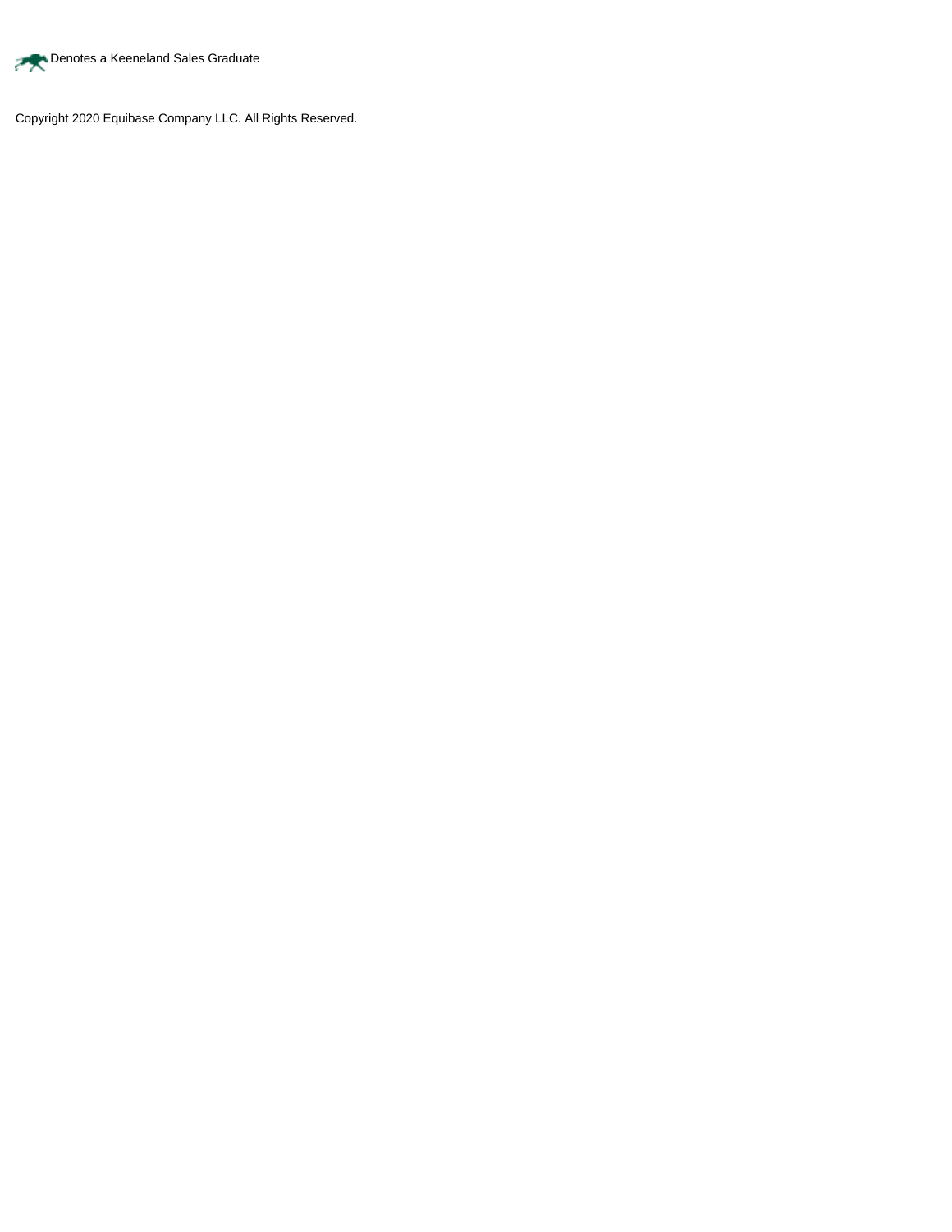Denotes a Keeneland Sales Graduate

Copyright 2020 Equibase Company LLC. All Rights Reserved.